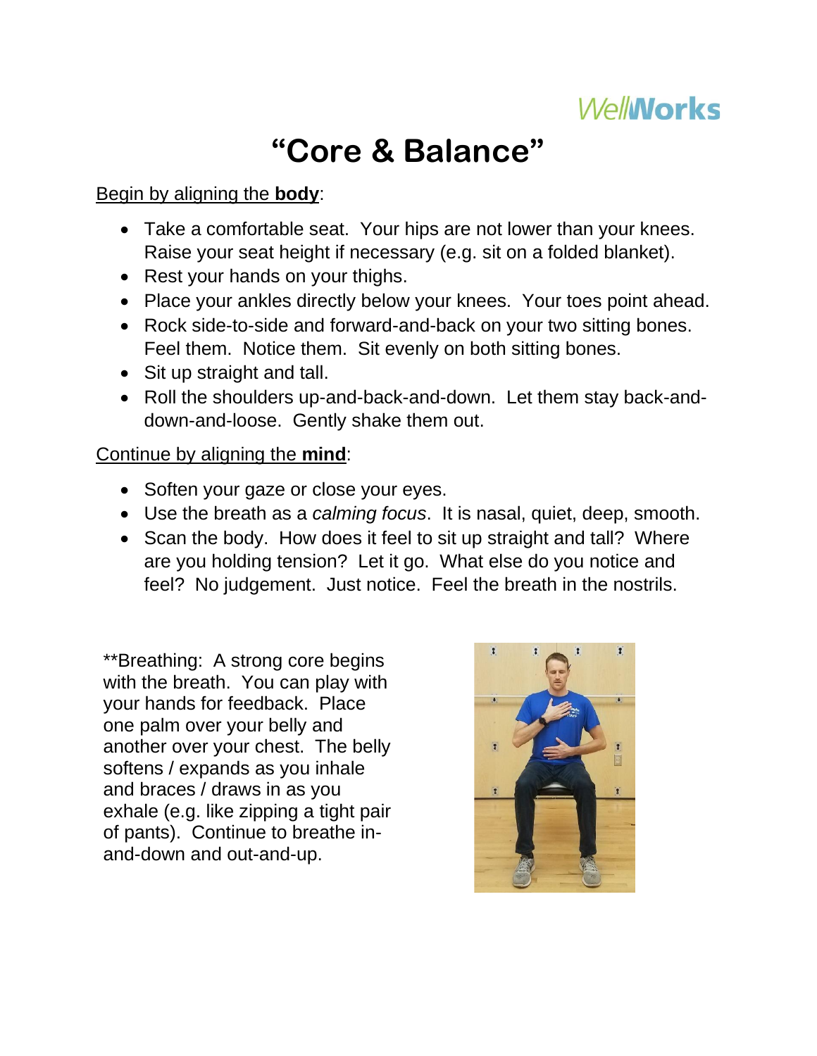WellWorks

# "Core & Balance"

<u>Begin by aligning the **body**</u>:

- Take a comfortable seat. Your hips are not lower than your knees. Raise your seat height if necessary (e.g. sit on a folded blanket).
- Rest your hands on your thighs.
- Place your ankles directly below your knees. Your toes point ahead.
- Rock side-to-side and forward-and-back on your two sitting bones. Feel them. Notice them. Sit evenly on both sitting bones.
- Sit up straight and tall.
- Roll the shoulders up-and-back-and-down. Let them stay back-and-down-and-loose. Gently shake them out.

<u>Continue by aligning the **mind**</u>:

- Soften your gaze or close your eyes.
- Use the breath as a *calming focus*. It is nasal, quiet, deep, smooth.
- Scan the body. How does it feel to sit up straight and tall? Where are you holding tension? Let it go. What else do you notice and feel? No judgement. Just notice. Feel the breath in the nostrils.

**Breathing: A strong core begins with the breath. You can play with your hands for feedback. Place one palm over your belly and another over your chest. The belly softens / expands as you inhale and braces / draws in as you exhale (e.g. like zipping a tight pair of pants). Continue to breathe in-and-down and out-and-up.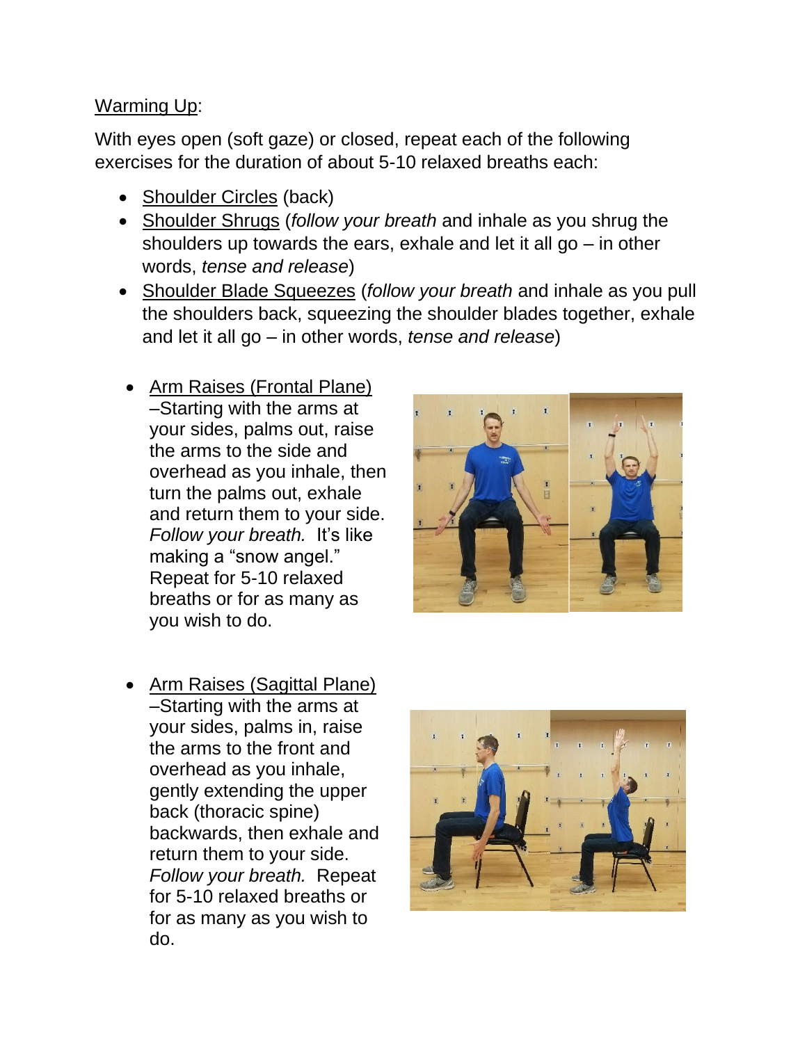<u>Warming Up</u>:

With eyes open (soft gaze) or closed, repeat each of the following exercises for the duration of about 5-10 relaxed breaths each:

- <u>Shoulder Circles</u> (back)
- <u>Shoulder Shrugs</u> (*follow your breath* and inhale as you shrug the shoulders up towards the ears, exhale and let it all go – in other words, *tense and release*)
- <u>Shoulder Blade Squeezes</u> (*follow your breath* and inhale as you pull the shoulders back, squeezing the shoulder blades together, exhale and let it all go – in other words, *tense and release*)
- <u>Arm Raises (Frontal Plane)</u> –Starting with the arms at your sides, palms out, raise the arms to the side and overhead as you inhale, then turn the palms out, exhale and return them to your side. *Follow your breath.* It's like making a "snow angel." Repeat for 5-10 relaxed breaths or for as many as you wish to do.
- <u>Arm Raises (Sagittal Plane)</u> –Starting with the arms at your sides, palms in, raise the arms to the front and overhead as you inhale, gently extending the upper back (thoracic spine) backwards, then exhale and return them to your side. *Follow your breath.* Repeat for 5-10 relaxed breaths or for as many as you wish to do.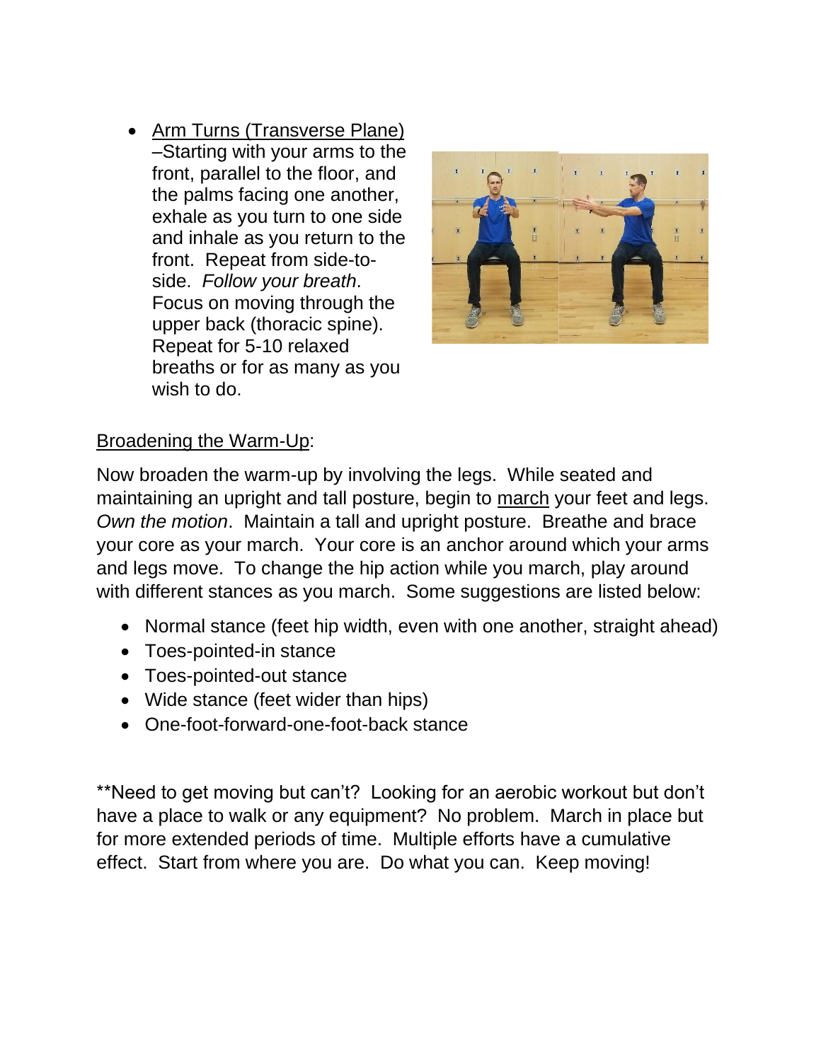- Arm Turns (Transverse Plane) –Starting with your arms to the front, parallel to the floor, and the palms facing one another, exhale as you turn to one side and inhale as you return to the front. Repeat from side-to-side. *Follow your breath*. Focus on moving through the upper back (thoracic spine). Repeat for 5-10 relaxed breaths or for as many as you wish to do.

Broadening the Warm-Up:

Now broaden the warm-up by involving the legs. While seated and maintaining an upright and tall posture, begin to march your feet and legs. *Own the motion*. Maintain a tall and upright posture. Breathe and brace your core as your march. Your core is an anchor around which your arms and legs move. To change the hip action while you march, play around with different stances as you march. Some suggestions are listed below:

- Normal stance (feet hip width, even with one another, straight ahead)
- Toes-pointed-in stance
- Toes-pointed-out stance
- Wide stance (feet wider than hips)
- One-foot-forward-one-foot-back stance

**Need to get moving but can't? Looking for an aerobic workout but don't have a place to walk or any equipment? No problem. March in place but for more extended periods of time. Multiple efforts have a cumulative effect. Start from where you are. Do what you can. Keep moving!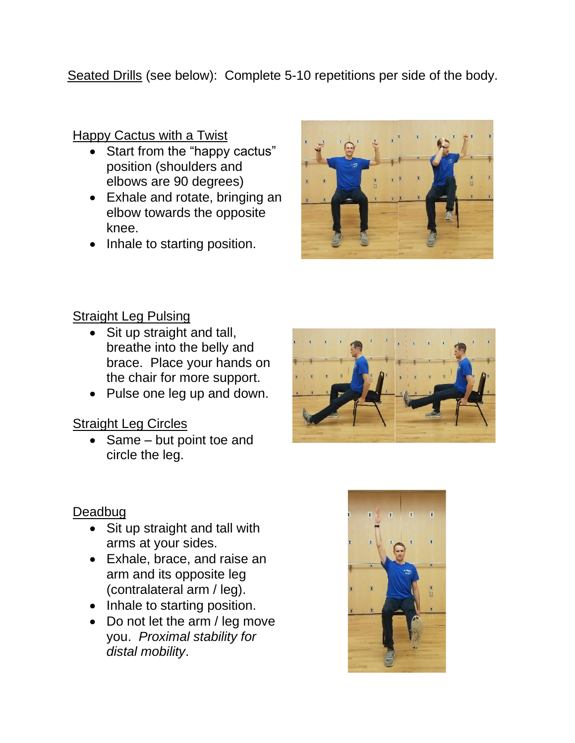Seated Drills (see below): Complete 5-10 repetitions per side of the body.

### Happy Cactus with a Twist

- Start from the "happy cactus" position (shoulders and elbows are 90 degrees)
- Exhale and rotate, bringing an elbow towards the opposite knee.
- Inhale to starting position.

### Straight Leg Pulsing

- Sit up straight and tall, breathe into the belly and brace. Place your hands on the chair for more support.
- Pulse one leg up and down.

### Straight Leg Circles

- Same – but point toe and circle the leg.

### Deadbug

- Sit up straight and tall with arms at your sides.
- Exhale, brace, and raise an arm and its opposite leg (contralateral arm / leg).
- Inhale to starting position.
- Do not let the arm / leg move you. *Proximal stability for distal mobility*.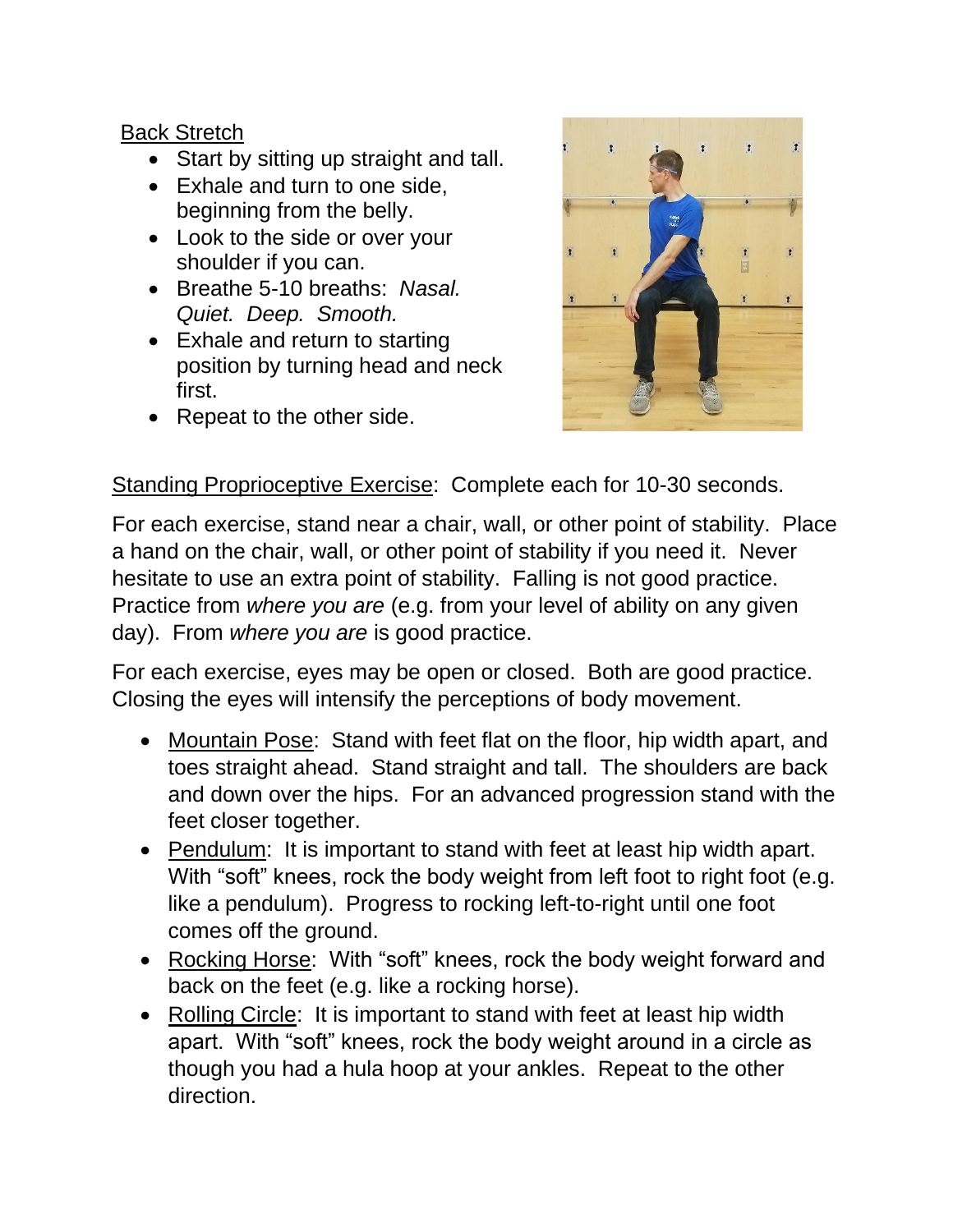Back Stretch

- Start by sitting up straight and tall.
- Exhale and turn to one side, beginning from the belly.
- Look to the side or over your shoulder if you can.
- Breathe 5-10 breaths: *Nasal. Quiet. Deep. Smooth.*
- Exhale and return to starting position by turning head and neck first.
- Repeat to the other side.

Standing Proprioceptive Exercise: Complete each for 10-30 seconds.

For each exercise, stand near a chair, wall, or other point of stability. Place a hand on the chair, wall, or other point of stability if you need it. Never hesitate to use an extra point of stability. Falling is not good practice. Practice from *where you are* (e.g. from your level of ability on any given day). From *where you are* is good practice.

For each exercise, eyes may be open or closed. Both are good practice. Closing the eyes will intensify the perceptions of body movement.

- Mountain Pose: Stand with feet flat on the floor, hip width apart, and toes straight ahead. Stand straight and tall. The shoulders are back and down over the hips. For an advanced progression stand with the feet closer together.
- Pendulum: It is important to stand with feet at least hip width apart. With "soft" knees, rock the body weight from left foot to right foot (e.g. like a pendulum). Progress to rocking left-to-right until one foot comes off the ground.
- Rocking Horse: With "soft" knees, rock the body weight forward and back on the feet (e.g. like a rocking horse).
- Rolling Circle: It is important to stand with feet at least hip width apart. With "soft" knees, rock the body weight around in a circle as though you had a hula hoop at your ankles. Repeat to the other direction.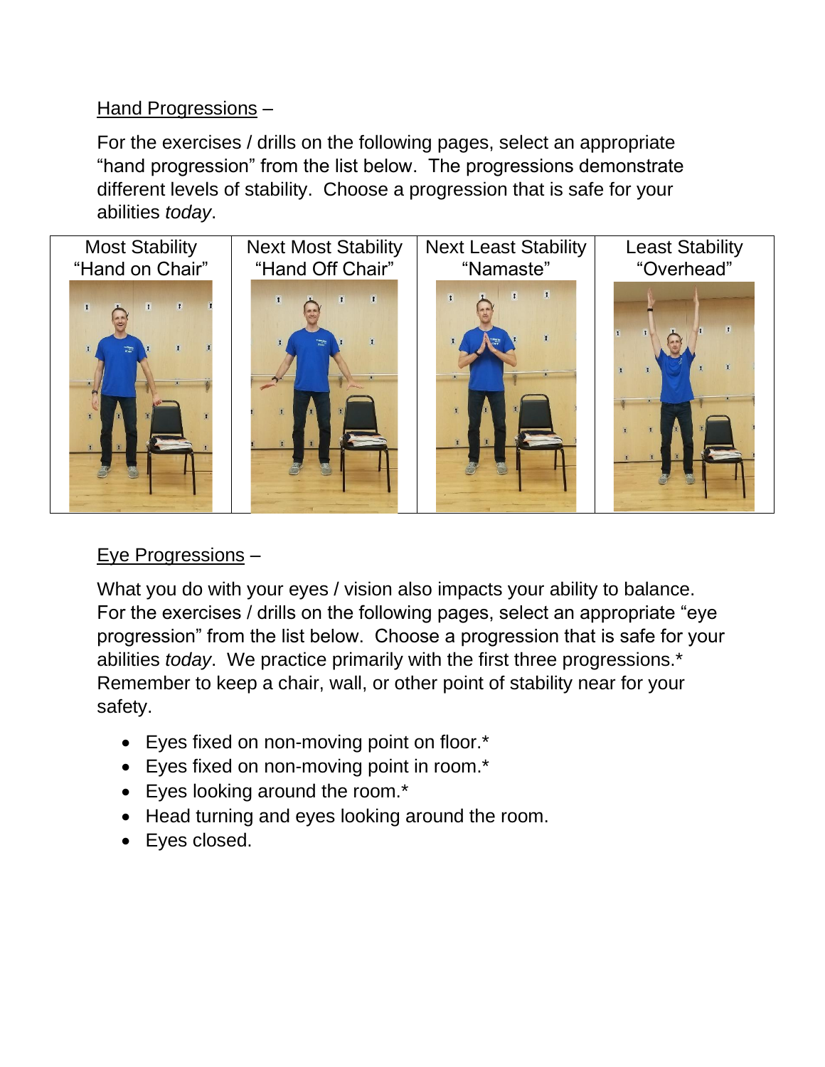<u>Hand Progressions</u> –

For the exercises / drills on the following pages, select an appropriate "hand progression" from the list below. The progressions demonstrate different levels of stability. Choose a progression that is safe for your abilities *today*.

| Most Stability "Hand on Chair" | Next Most Stability "Hand Off Chair" | Next Least Stability "Namaste" | Least Stability "Overhead" |
|---|---|---|---|

<u>Eye Progressions</u> –

What you do with your eyes / vision also impacts your ability to balance. For the exercises / drills on the following pages, select an appropriate "eye progression" from the list below. Choose a progression that is safe for your abilities *today*. We practice primarily with the first three progressions.* Remember to keep a chair, wall, or other point of stability near for your safety.

- Eyes fixed on non-moving point on floor.*
- Eyes fixed on non-moving point in room.*
- Eyes looking around the room.*
- Head turning and eyes looking around the room.
- Eyes closed.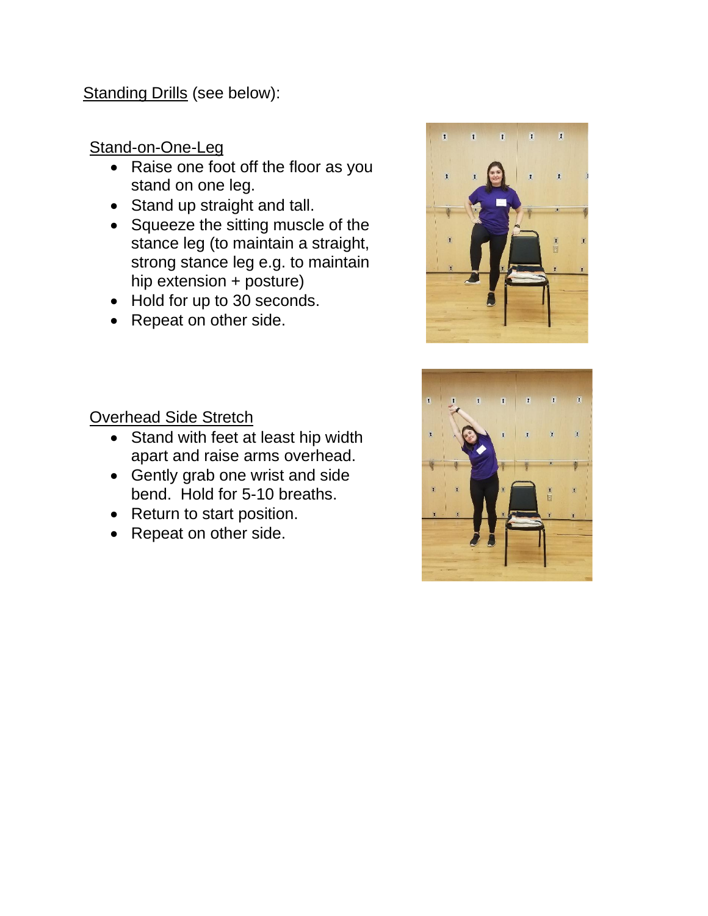Standing Drills (see below):

Stand-on-One-Leg

- Raise one foot off the floor as you stand on one leg.
- Stand up straight and tall.
- Squeeze the sitting muscle of the stance leg (to maintain a straight, strong stance leg e.g. to maintain hip extension + posture)
- Hold for up to 30 seconds.
- Repeat on other side.

Overhead Side Stretch

- Stand with feet at least hip width apart and raise arms overhead.
- Gently grab one wrist and side bend. Hold for 5-10 breaths.
- Return to start position.
- Repeat on other side.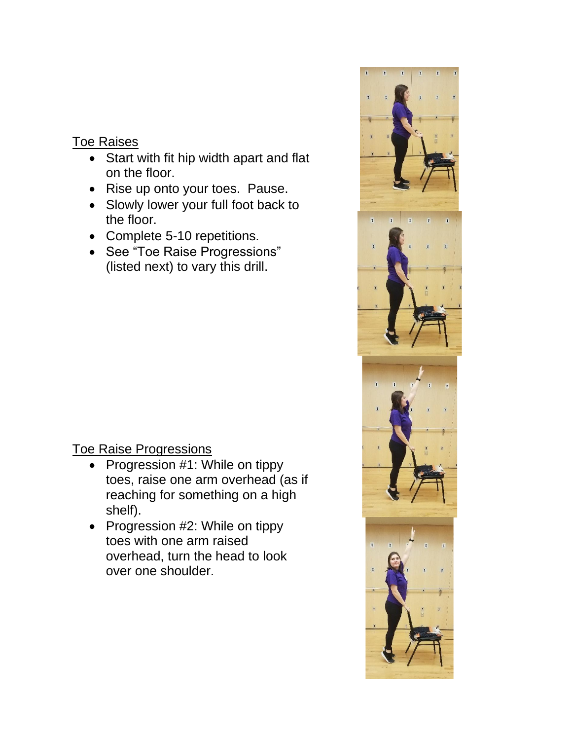Toe Raises

- Start with fit hip width apart and flat on the floor.
- Rise up onto your toes. Pause.
- Slowly lower your full foot back to the floor.
- Complete 5-10 repetitions.
- See "Toe Raise Progressions" (listed next) to vary this drill.

Toe Raise Progressions

- Progression #1: While on tippy toes, raise one arm overhead (as if reaching for something on a high shelf).
- Progression #2: While on tippy toes with one arm raised overhead, turn the head to look over one shoulder.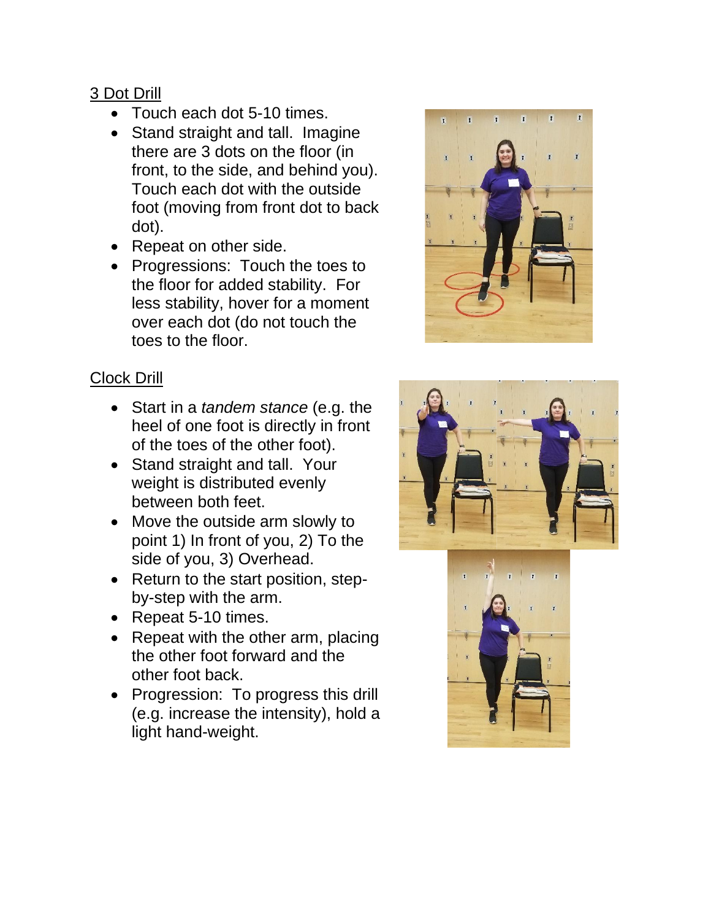<u>3 Dot Drill</u>

- Touch each dot 5-10 times.
- Stand straight and tall. Imagine there are 3 dots on the floor (in front, to the side, and behind you). Touch each dot with the outside foot (moving from front dot to back dot).
- Repeat on other side.
- Progressions: Touch the toes to the floor for added stability. For less stability, hover for a moment over each dot (do not touch the toes to the floor.

<u>Clock Drill</u>

- Start in a *tandem stance* (e.g. the heel of one foot is directly in front of the toes of the other foot).
- Stand straight and tall. Your weight is distributed evenly between both feet.
- Move the outside arm slowly to point 1) In front of you, 2) To the side of you, 3) Overhead.
- Return to the start position, step-by-step with the arm.
- Repeat 5-10 times.
- Repeat with the other arm, placing the other foot forward and the other foot back.
- Progression: To progress this drill (e.g. increase the intensity), hold a light hand-weight.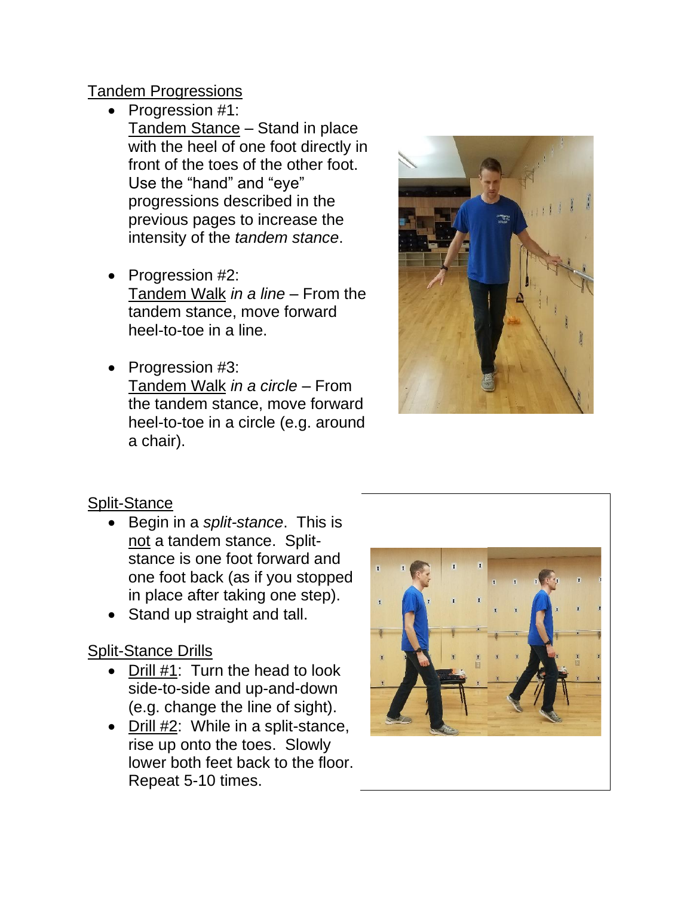Tandem Progressions

- Progression #1:
  Tandem Stance – Stand in place with the heel of one foot directly in front of the toes of the other foot. Use the "hand" and "eye" progressions described in the previous pages to increase the intensity of the *tandem stance*.

- Progression #2:
  Tandem Walk *in a line* – From the tandem stance, move forward heel-to-toe in a line.

- Progression #3:
  Tandem Walk *in a circle* – From the tandem stance, move forward heel-to-toe in a circle (e.g. around a chair).

Split-Stance

- Begin in a *split-stance*. This is not a tandem stance. Split-stance is one foot forward and one foot back (as if you stopped in place after taking one step).
- Stand up straight and tall.

Split-Stance Drills

- Drill #1: Turn the head to look side-to-side and up-and-down (e.g. change the line of sight).
- Drill #2: While in a split-stance, rise up onto the toes. Slowly lower both feet back to the floor. Repeat 5-10 times.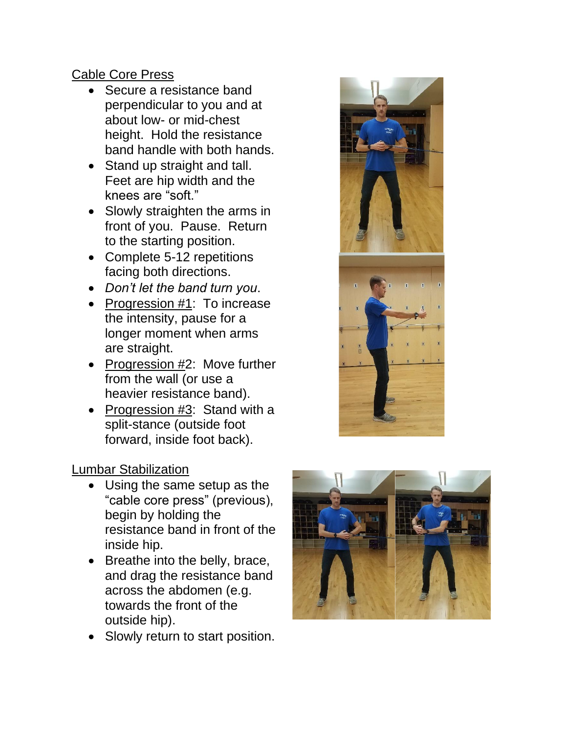## Cable Core Press

- Secure a resistance band perpendicular to you and at about low- or mid-chest height. Hold the resistance band handle with both hands.
- Stand up straight and tall. Feet are hip width and the knees are "soft."
- Slowly straighten the arms in front of you. Pause. Return to the starting position.
- Complete 5-12 repetitions facing both directions.
- *Don't let the band turn you*.
- Progression #1: To increase the intensity, pause for a longer moment when arms are straight.
- Progression #2: Move further from the wall (or use a heavier resistance band).
- Progression #3: Stand with a split-stance (outside foot forward, inside foot back).

## Lumbar Stabilization

- Using the same setup as the "cable core press" (previous), begin by holding the resistance band in front of the inside hip.
- Breathe into the belly, brace, and drag the resistance band across the abdomen (e.g. towards the front of the outside hip).
- Slowly return to start position.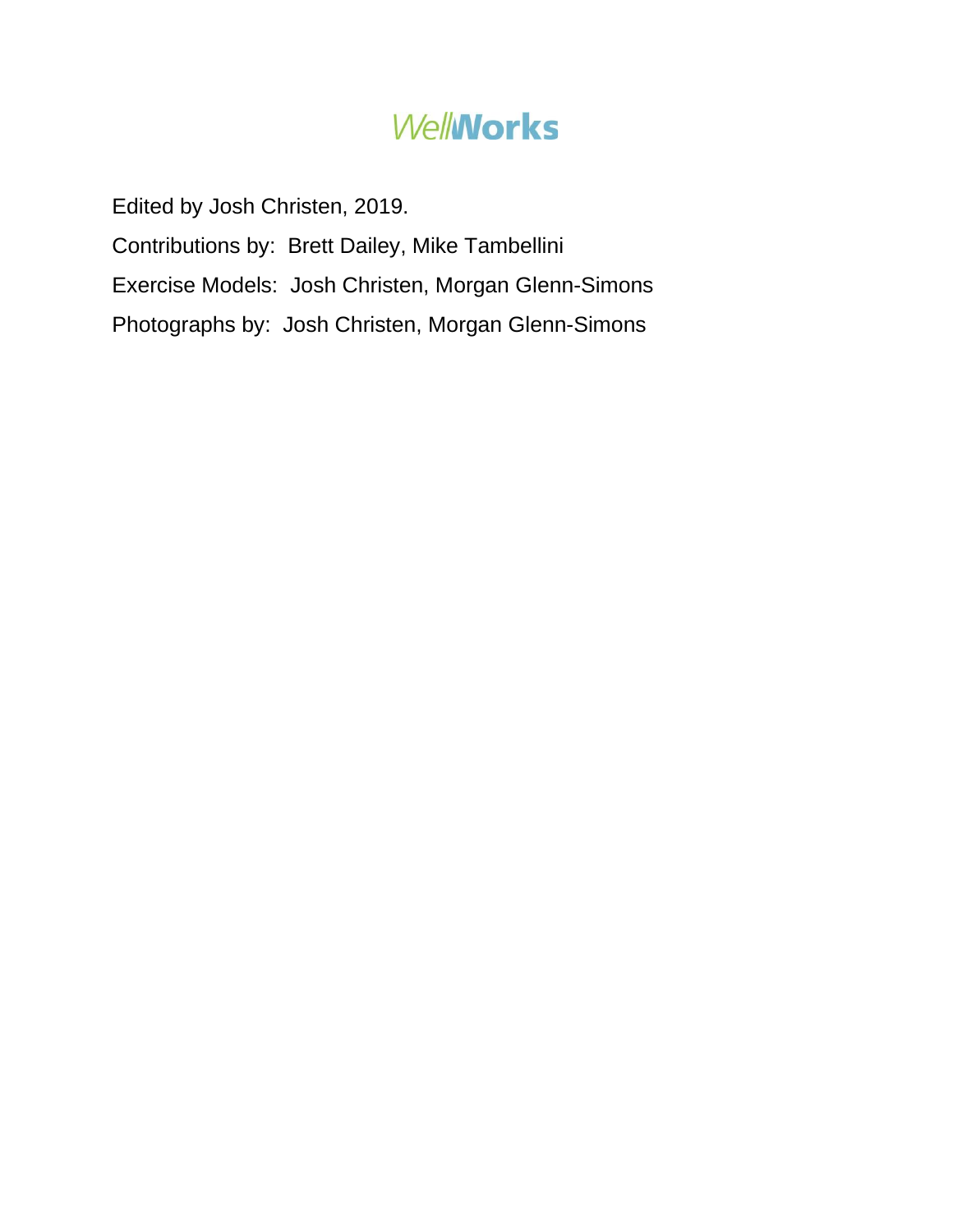# WellWorks

Edited by Josh Christen, 2019.

Contributions by: Brett Dailey, Mike Tambellini

Exercise Models: Josh Christen, Morgan Glenn-Simons

Photographs by: Josh Christen, Morgan Glenn-Simons